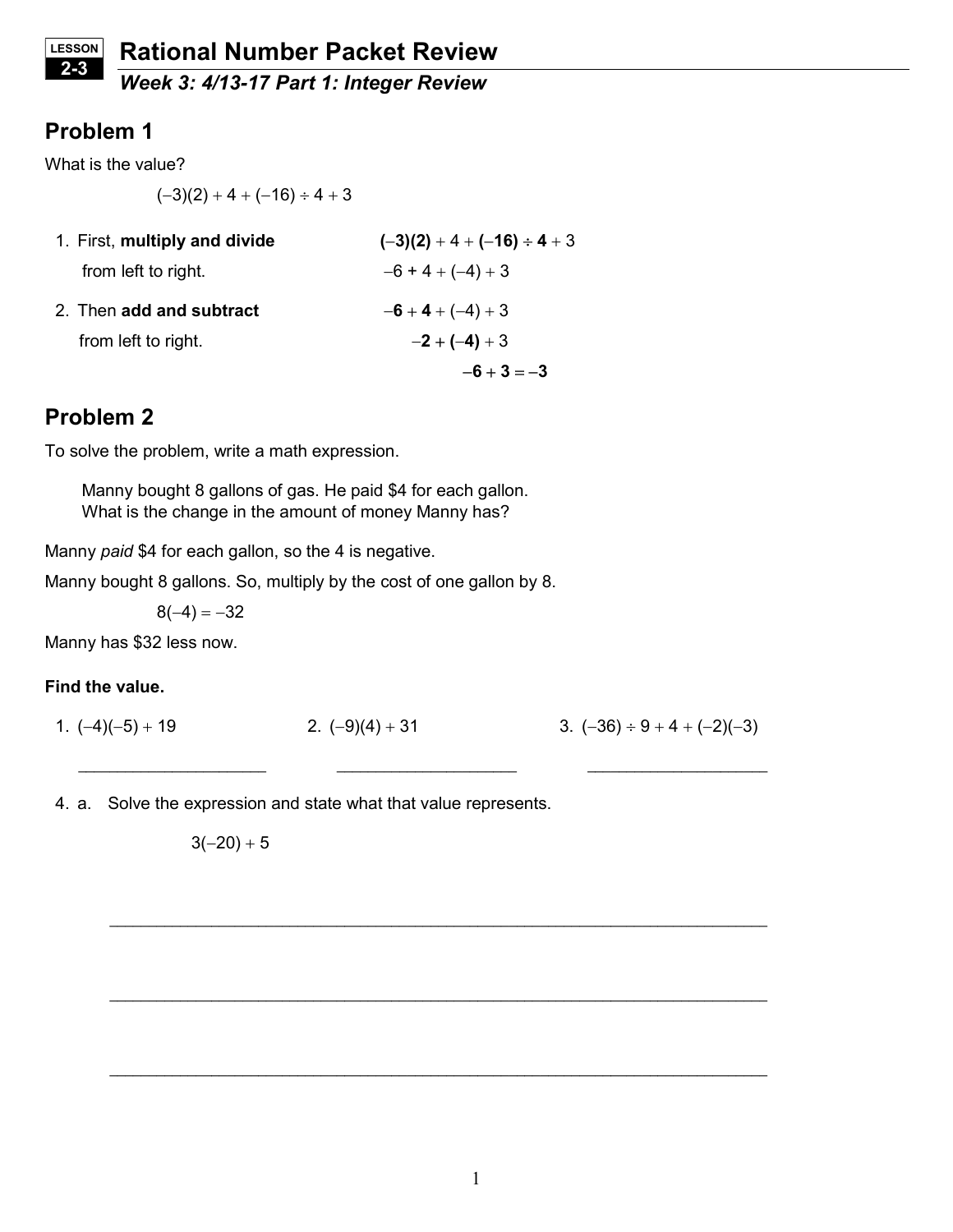LESSON 2-3

# Rational Number Packet Review

***Week 3: 4/13-17 Part 1: Integer Review***

## Problem 1

What is the value?

$$(-3)(2) + 4 + (-16) \div 4 + 3$$

1. First, **multiply and divide** from left to right.

   $\mathbf{(-3)(2)} + 4 + \mathbf{(-16) \div 4} + 3$

   $-6 + 4 + (-4) + 3$

2. Then **add and subtract** from left to right.

   $\mathbf{-6 + 4} + (-4) + 3$

   $\mathbf{-2 + (-4)} + 3$

   $\mathbf{-6 + 3} = \mathbf{-3}$

## Problem 2

To solve the problem, write a math expression.

> Manny bought 8 gallons of gas. He paid \$4 for each gallon.
> What is the change in the amount of money Manny has?

Manny *paid* \$4 for each gallon, so the 4 is negative.

Manny bought 8 gallons. So, multiply by the cost of one gallon by 8.

$$8(-4) = -32$$

Manny has \$32 less now.

**Find the value.**

1. $(-4)(-5) + 19$ ____________________

2. $(-9)(4) + 31$ ____________________

3. $(-36) \div 9 + 4 + (-2)(-3)$ ____________________

4. a. Solve the expression and state what that value represents.

   $$3(-20) + 5$$

   ______________________________________________________________________

   ______________________________________________________________________

   ______________________________________________________________________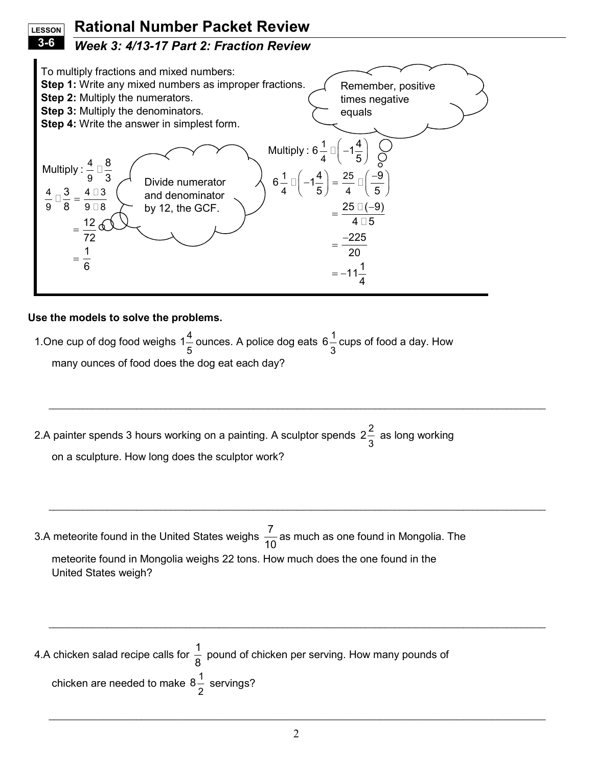LESSON 3-6

# Rational Number Packet Review

## *Week 3: 4/13-17 Part 2: Fraction Review*

To multiply fractions and mixed numbers:

**Step 1:** Write any mixed numbers as improper fractions.
**Step 2:** Multiply the numerators.
**Step 3:** Multiply the denominators.
**Step 4:** Write the answer in simplest form.

Remember, positive times negative equals

Multiply : $\frac{4}{9} \cdot \frac{8}{3}$

$$\frac{4}{9} \cdot \frac{3}{8} = \frac{4 \cdot 3}{9 \cdot 8}$$

$$= \frac{12}{72}$$

$$= \frac{1}{6}$$

Divide numerator and denominator by 12, the GCF.

Multiply : $6\frac{1}{4} \cdot \left(-1\frac{4}{5}\right)$

$$6\frac{1}{4} \cdot \left(-1\frac{4}{5}\right) = \frac{25}{4} \cdot \left(\frac{-9}{5}\right)$$

$$= \frac{25 \cdot (-9)}{4 \cdot 5}$$

$$= \frac{-225}{20}$$

$$= -11\frac{1}{4}$$

**Use the models to solve the problems.**

1. One cup of dog food weighs $1\frac{4}{5}$ ounces. A police dog eats $6\frac{1}{3}$ cups of food a day. How many ounces of food does the dog eat each day?

___

2. A painter spends 3 hours working on a painting. A sculptor spends $2\frac{2}{3}$ as long working on a sculpture. How long does the sculptor work?

___

3. A meteorite found in the United States weighs $\frac{7}{10}$ as much as one found in Mongolia. The meteorite found in Mongolia weighs 22 tons. How much does the one found in the United States weigh?

___

4. A chicken salad recipe calls for $\frac{1}{8}$ pound of chicken per serving. How many pounds of chicken are needed to make $8\frac{1}{2}$ servings?

___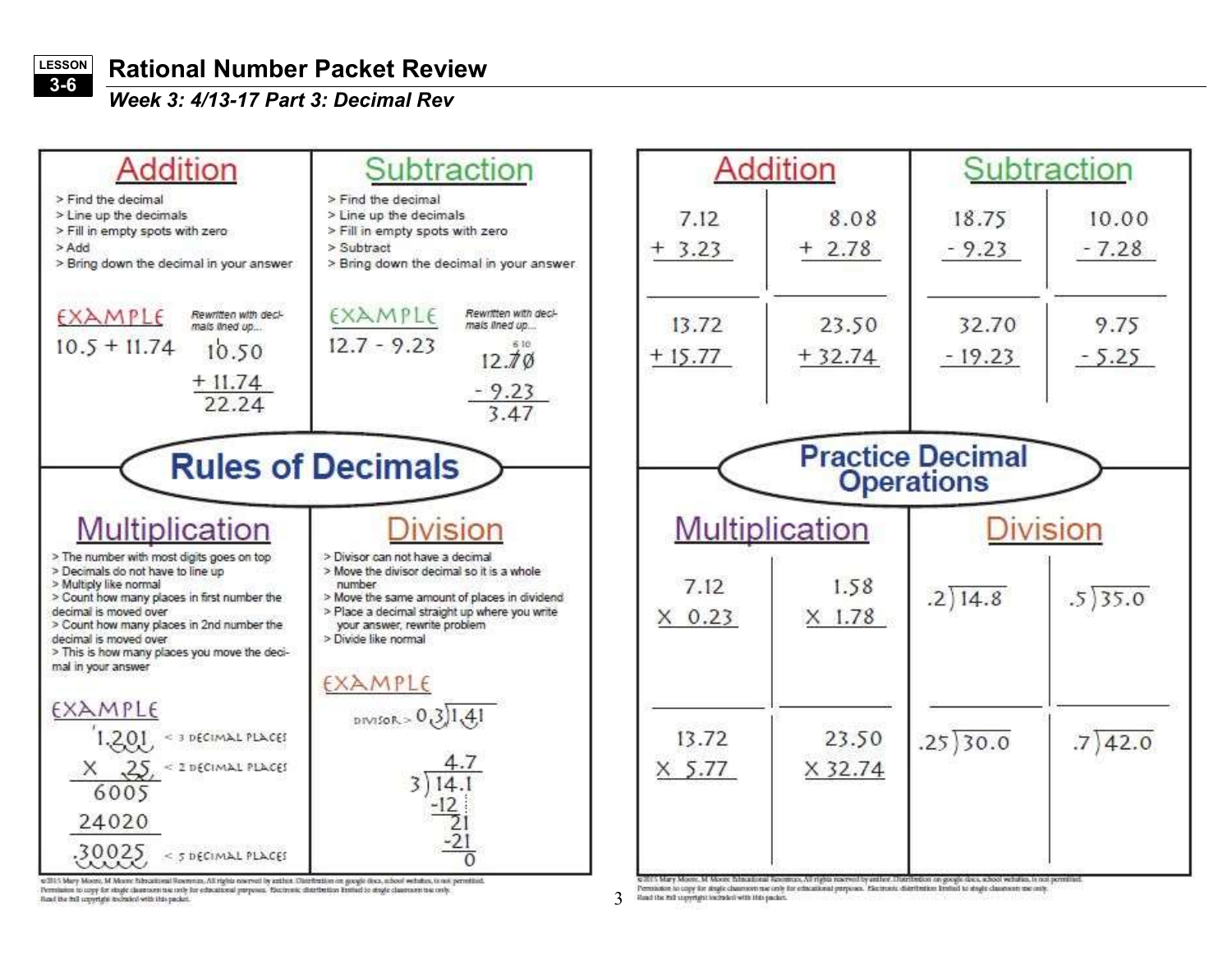LESSON 3-6

# Rational Number Packet Review

### *Week 3: 4/13-17 Part 3: Decimal Rev*

## Rules of Decimals

### Addition

- > Find the decimal
- > Line up the decimals
- > Fill in empty spots with zero
- > Add
- > Bring down the decimal in your answer

EXAMPLE

10.5 + 11.74

Rewritten with decimals lined up...

$$\begin{array}{r} 10.50 \\ +\ 11.74 \\ \hline 22.24 \end{array}$$

### Subtraction

- > Find the decimal
- > Line up the decimals
- > Fill in empty spots with zero
- > Subtract
- > Bring down the decimal in your answer

EXAMPLE

12.7 - 9.23

Rewritten with decimals lined up...

$$\begin{array}{r} 12.70 \\ -\ 9.23 \\ \hline 3.47 \end{array}$$

### Multiplication

- > The number with most digits goes on top
- > Decimals do not have to line up
- > Multiply like normal
- > Count how many places in first number the decimal is moved over
- > Count how many places in 2nd number the decimal is moved over
- > This is how many places you move the decimal in your answer

EXAMPLE

$$\begin{array}{r} 1.201 \\ \times\ .25 \\ \hline 6005 \\ 24020 \\ \hline .30025 \end{array}$$

1.201 < 3 DECIMAL PLACES

.25 < 2 DECIMAL PLACES

.30025 < 5 DECIMAL PLACES

### Division

- > Divisor can not have a decimal
- > Move the divisor decimal so it is a whole number
- > Move the same amount of places in dividend
- > Place a decimal straight up where you write your answer, rewrite problem
- > Divide like normal

EXAMPLE

DIVISOR > $0.3\overline{)1.41}$

$$\begin{array}{r} 4.7 \\ 3\overline{)14.1} \\ -12 \\ \hline 21 \\ -21 \\ \hline 0 \end{array}$$

## Practice Decimal Operations

### Addition

$$\begin{array}{r} 7.12 \\ +\ 3.23 \\ \hline \end{array} \qquad \begin{array}{r} 8.08 \\ +\ 2.78 \\ \hline \end{array}$$

$$\begin{array}{r} 13.72 \\ +\ 15.77 \\ \hline \end{array} \qquad \begin{array}{r} 23.50 \\ +\ 32.74 \\ \hline \end{array}$$

### Subtraction

$$\begin{array}{r} 18.75 \\ -\ 9.23 \\ \hline \end{array} \qquad \begin{array}{r} 10.00 \\ -\ 7.28 \\ \hline \end{array}$$

$$\begin{array}{r} 32.70 \\ -\ 19.23 \\ \hline \end{array} \qquad \begin{array}{r} 9.75 \\ -\ 5.25 \\ \hline \end{array}$$

### Multiplication

$$\begin{array}{r} 7.12 \\ \times\ 0.23 \\ \hline \end{array} \qquad \begin{array}{r} 1.58 \\ \times\ 1.78 \\ \hline \end{array}$$

$$\begin{array}{r} 13.72 \\ \times\ 5.77 \\ \hline \end{array} \qquad \begin{array}{r} 23.50 \\ \times\ 32.74 \\ \hline \end{array}$$

### Division

$.2\overline{)14.8}$ $\qquad$ $.5\overline{)35.0}$

$.25\overline{)30.0}$ $\qquad$ $.7\overline{)42.0}$

©2015 Mary Moore, M Moore Educational Resources. All rights reserved by author. Distribution on google docs, school websites, is not permitted. Permission to copy for single classroom use only for educational purposes. Electronic distribution limited to single classroom use only. Read the full copyright included with this packet.